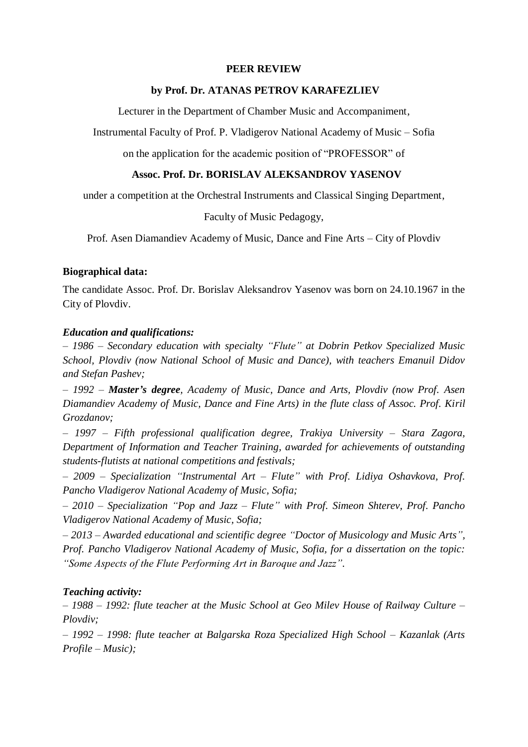**PEER REVIEW**

**by Prof. Dr. ATANAS PETROV KARAFEZLIEV**

Lecturer in the Department of Chamber Music and Accompaniment,

Instrumental Faculty of Prof. P. Vladigerov National Academy of Music – Sofia

on the application for the academic position of "PROFESSOR" of

**Assoc. Prof. Dr. BORISLAV ALEKSANDROV YASENOV**

under a competition at the Orchestral Instruments and Classical Singing Department,

Faculty of Music Pedagogy,

Prof. Asen Diamandiev Academy of Music, Dance and Fine Arts – City of Plovdiv

**Biographical data:**

The candidate Assoc. Prof. Dr. Borislav Aleksandrov Yasenov was born on 24.10.1967 in the City of Plovdiv.

***Education and qualifications:***

*– 1986 – Secondary education with specialty "Flute" at Dobrin Petkov Specialized Music School, Plovdiv (now National School of Music and Dance), with teachers Emanuil Didov and Stefan Pashev;*

*– 1992 –* ***Master's degree****, Academy of Music, Dance and Arts, Plovdiv (now Prof. Asen Diamandiev Academy of Music, Dance and Fine Arts) in the flute class of Assoc. Prof. Kiril Grozdanov;*

*– 1997 – Fifth professional qualification degree, Trakiya University – Stara Zagora, Department of Information and Teacher Training, awarded for achievements of outstanding students-flutists at national competitions and festivals;*

*– 2009 – Specialization "Instrumental Art – Flute" with Prof. Lidiya Oshavkova, Prof. Pancho Vladigerov National Academy of Music, Sofia;*

*– 2010 – Specialization "Pop and Jazz – Flute" with Prof. Simeon Shterev, Prof. Pancho Vladigerov National Academy of Music, Sofia;*

*– 2013 – Awarded educational and scientific degree "Doctor of Musicology and Music Arts", Prof. Pancho Vladigerov National Academy of Music, Sofia, for a dissertation on the topic: "Some Aspects of the Flute Performing Art in Baroque and Jazz".*

***Teaching activity:***

*– 1988 – 1992: flute teacher at the Music School at Geo Milev House of Railway Culture – Plovdiv;*

*– 1992 – 1998: flute teacher at Balgarska Roza Specialized High School – Kazanlak (Arts Profile – Music);*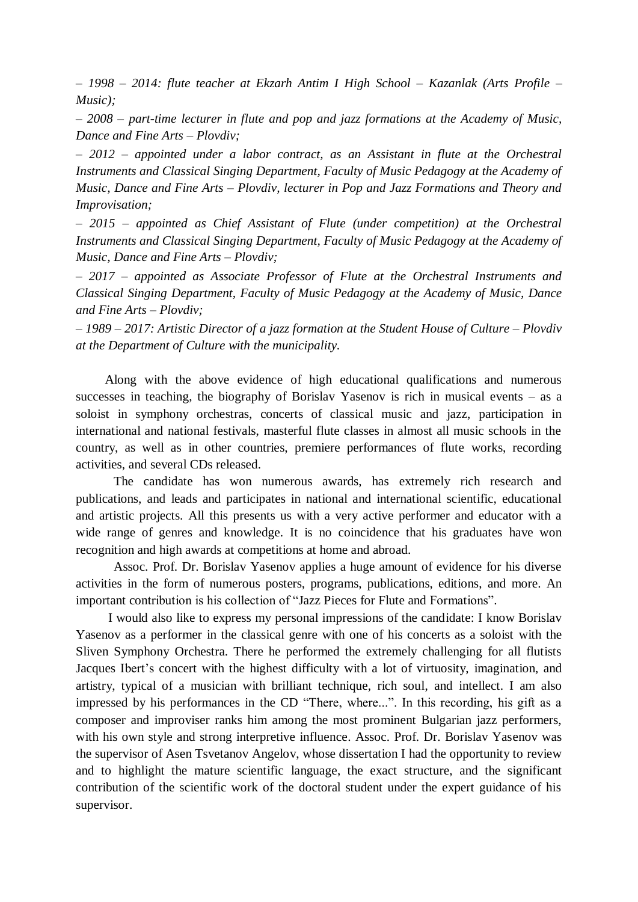*– 1998 – 2014: flute teacher at Ekzarh Antim I High School – Kazanlak (Arts Profile – Music);*

*– 2008 – part-time lecturer in flute and pop and jazz formations at the Academy of Music, Dance and Fine Arts – Plovdiv;*

*– 2012 – appointed under a labor contract, as an Assistant in flute at the Orchestral Instruments and Classical Singing Department, Faculty of Music Pedagogy at the Academy of Music, Dance and Fine Arts – Plovdiv, lecturer in Pop and Jazz Formations and Theory and Improvisation;*

*– 2015 – appointed as Chief Assistant of Flute (under competition) at the Orchestral Instruments and Classical Singing Department, Faculty of Music Pedagogy at the Academy of Music, Dance and Fine Arts – Plovdiv;*

*– 2017 – appointed as Associate Professor of Flute at the Orchestral Instruments and Classical Singing Department, Faculty of Music Pedagogy at the Academy of Music, Dance and Fine Arts – Plovdiv;*

*– 1989 – 2017: Artistic Director of a jazz formation at the Student House of Culture – Plovdiv at the Department of Culture with the municipality.*

Along with the above evidence of high educational qualifications and numerous successes in teaching, the biography of Borislav Yasenov is rich in musical events – as a soloist in symphony orchestras, concerts of classical music and jazz, participation in international and national festivals, masterful flute classes in almost all music schools in the country, as well as in other countries, premiere performances of flute works, recording activities, and several CDs released.

The candidate has won numerous awards, has extremely rich research and publications, and leads and participates in national and international scientific, educational and artistic projects. All this presents us with a very active performer and educator with a wide range of genres and knowledge. It is no coincidence that his graduates have won recognition and high awards at competitions at home and abroad.

Assoc. Prof. Dr. Borislav Yasenov applies a huge amount of evidence for his diverse activities in the form of numerous posters, programs, publications, editions, and more. An important contribution is his collection of "Jazz Pieces for Flute and Formations".

I would also like to express my personal impressions of the candidate: I know Borislav Yasenov as a performer in the classical genre with one of his concerts as a soloist with the Sliven Symphony Orchestra. There he performed the extremely challenging for all flutists Jacques Ibert's concert with the highest difficulty with a lot of virtuosity, imagination, and artistry, typical of a musician with brilliant technique, rich soul, and intellect. I am also impressed by his performances in the CD "There, where...". In this recording, his gift as a composer and improviser ranks him among the most prominent Bulgarian jazz performers, with his own style and strong interpretive influence. Assoc. Prof. Dr. Borislav Yasenov was the supervisor of Asen Tsvetanov Angelov, whose dissertation I had the opportunity to review and to highlight the mature scientific language, the exact structure, and the significant contribution of the scientific work of the doctoral student under the expert guidance of his supervisor.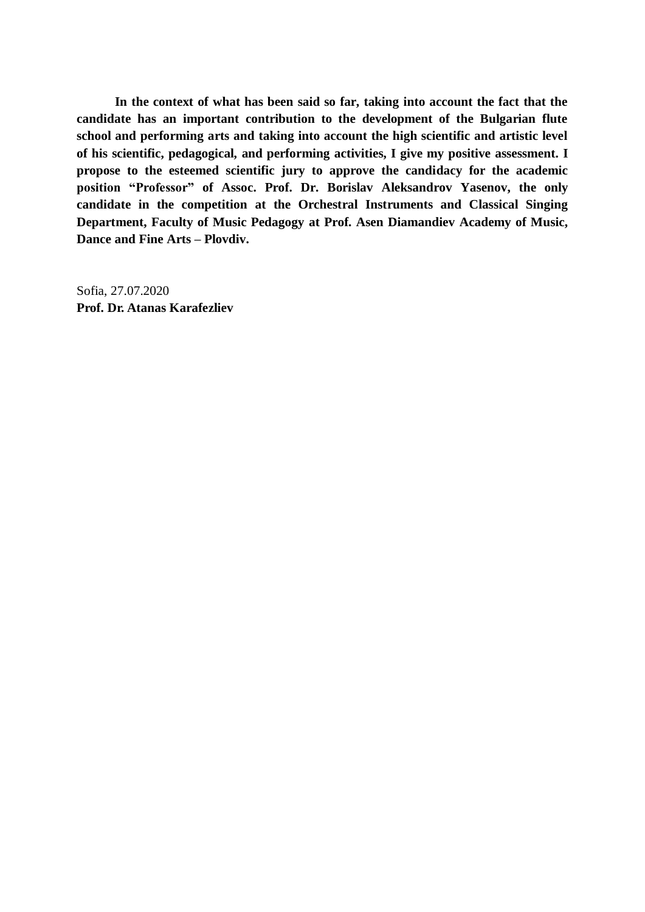**In the context of what has been said so far, taking into account the fact that the candidate has an important contribution to the development of the Bulgarian flute school and performing arts and taking into account the high scientific and artistic level of his scientific, pedagogical, and performing activities, I give my positive assessment. I propose to the esteemed scientific jury to approve the candidacy for the academic position "Professor" of Assoc. Prof. Dr. Borislav Aleksandrov Yasenov, the only candidate in the competition at the Orchestral Instruments and Classical Singing Department, Faculty of Music Pedagogy at Prof. Asen Diamandiev Academy of Music, Dance and Fine Arts – Plovdiv.**

Sofia, 27.07.2020
**Prof. Dr. Atanas Karafezliev**